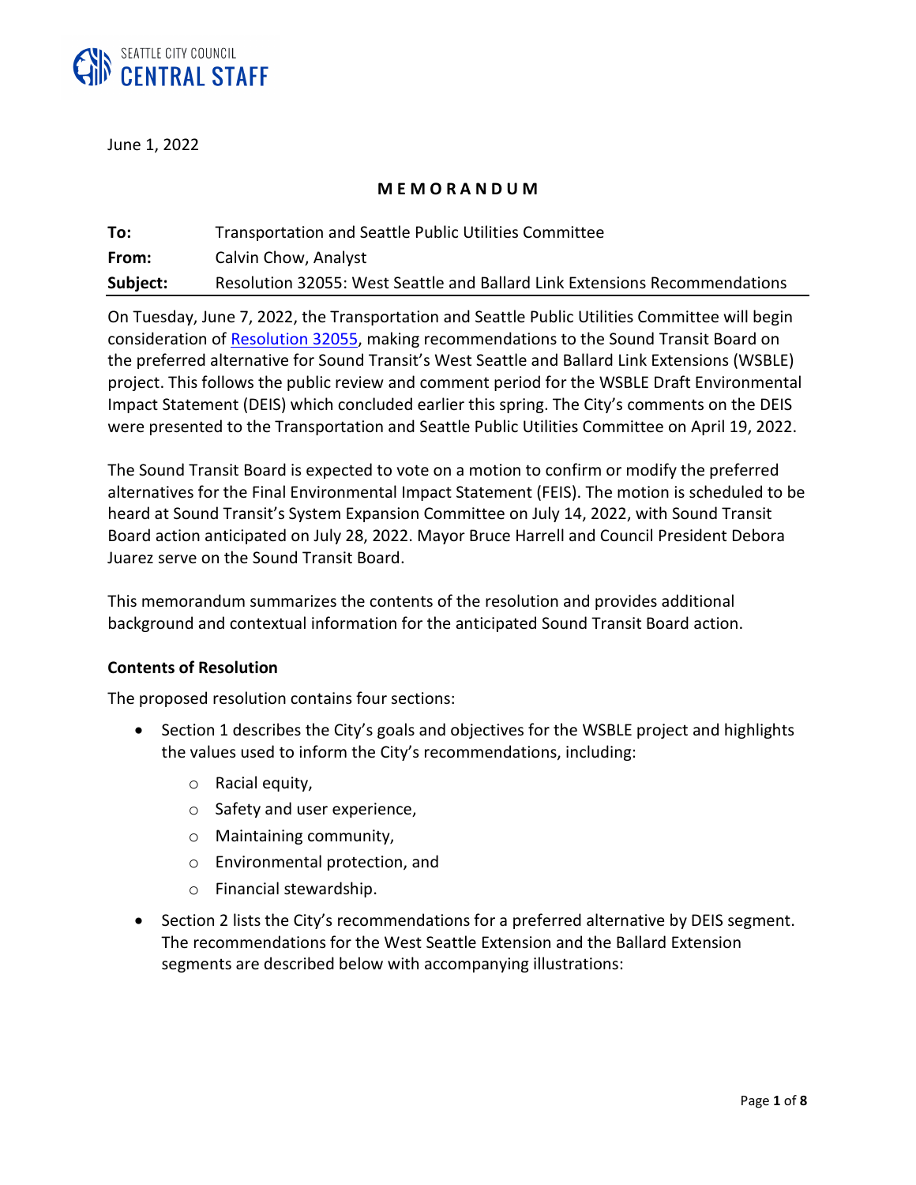SEATTLE CITY COUNCIL
CENTRAL STAFF

June 1, 2022

**MEMORANDUM**

**To:** Transportation and Seattle Public Utilities Committee
**From:** Calvin Chow, Analyst
**Subject:** Resolution 32055: West Seattle and Ballard Link Extensions Recommendations

On Tuesday, June 7, 2022, the Transportation and Seattle Public Utilities Committee will begin consideration of Resolution 32055, making recommendations to the Sound Transit Board on the preferred alternative for Sound Transit's West Seattle and Ballard Link Extensions (WSBLE) project. This follows the public review and comment period for the WSBLE Draft Environmental Impact Statement (DEIS) which concluded earlier this spring. The City's comments on the DEIS were presented to the Transportation and Seattle Public Utilities Committee on April 19, 2022.

The Sound Transit Board is expected to vote on a motion to confirm or modify the preferred alternatives for the Final Environmental Impact Statement (FEIS). The motion is scheduled to be heard at Sound Transit's System Expansion Committee on July 14, 2022, with Sound Transit Board action anticipated on July 28, 2022. Mayor Bruce Harrell and Council President Debora Juarez serve on the Sound Transit Board.

This memorandum summarizes the contents of the resolution and provides additional background and contextual information for the anticipated Sound Transit Board action.

**Contents of Resolution**

The proposed resolution contains four sections:

- Section 1 describes the City's goals and objectives for the WSBLE project and highlights the values used to inform the City's recommendations, including:
  - Racial equity,
  - Safety and user experience,
  - Maintaining community,
  - Environmental protection, and
  - Financial stewardship.
- Section 2 lists the City's recommendations for a preferred alternative by DEIS segment. The recommendations for the West Seattle Extension and the Ballard Extension segments are described below with accompanying illustrations: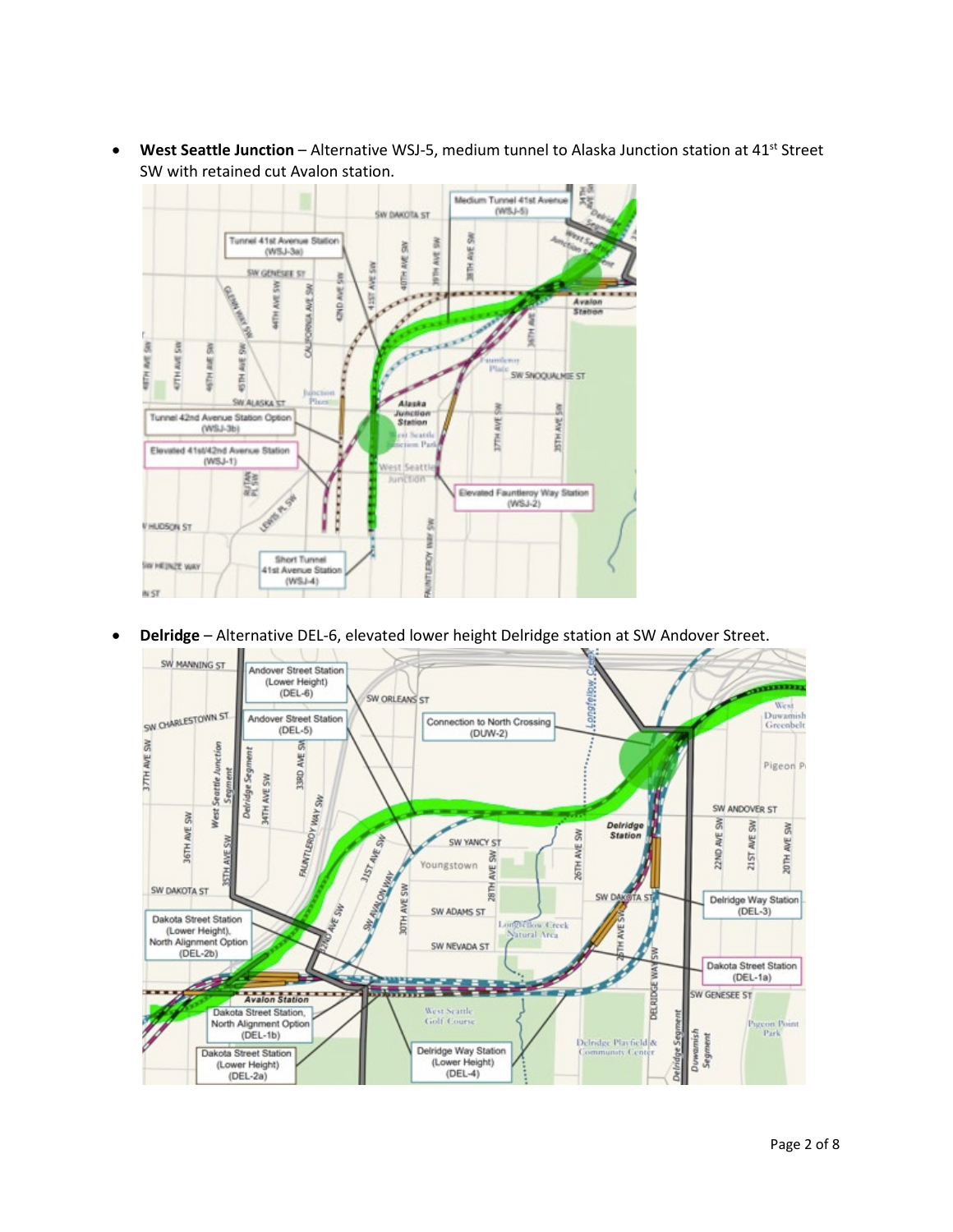- **West Seattle Junction** – Alternative WSJ-5, medium tunnel to Alaska Junction station at 41st Street SW with retained cut Avalon station.

- **Delridge** – Alternative DEL-6, elevated lower height Delridge station at SW Andover Street.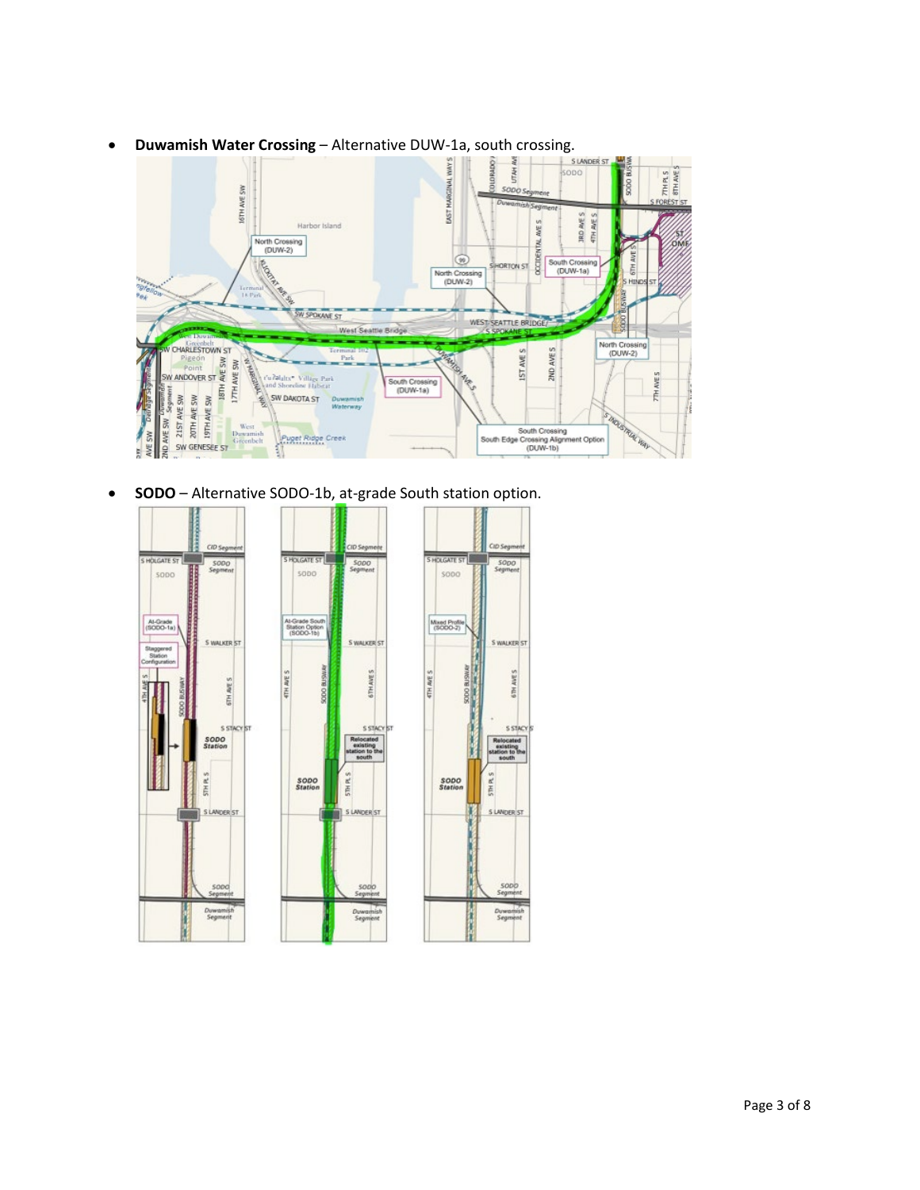- **Duwamish Water Crossing** – Alternative DUW-1a, south crossing.

- **SODO** – Alternative SODO-1b, at-grade South station option.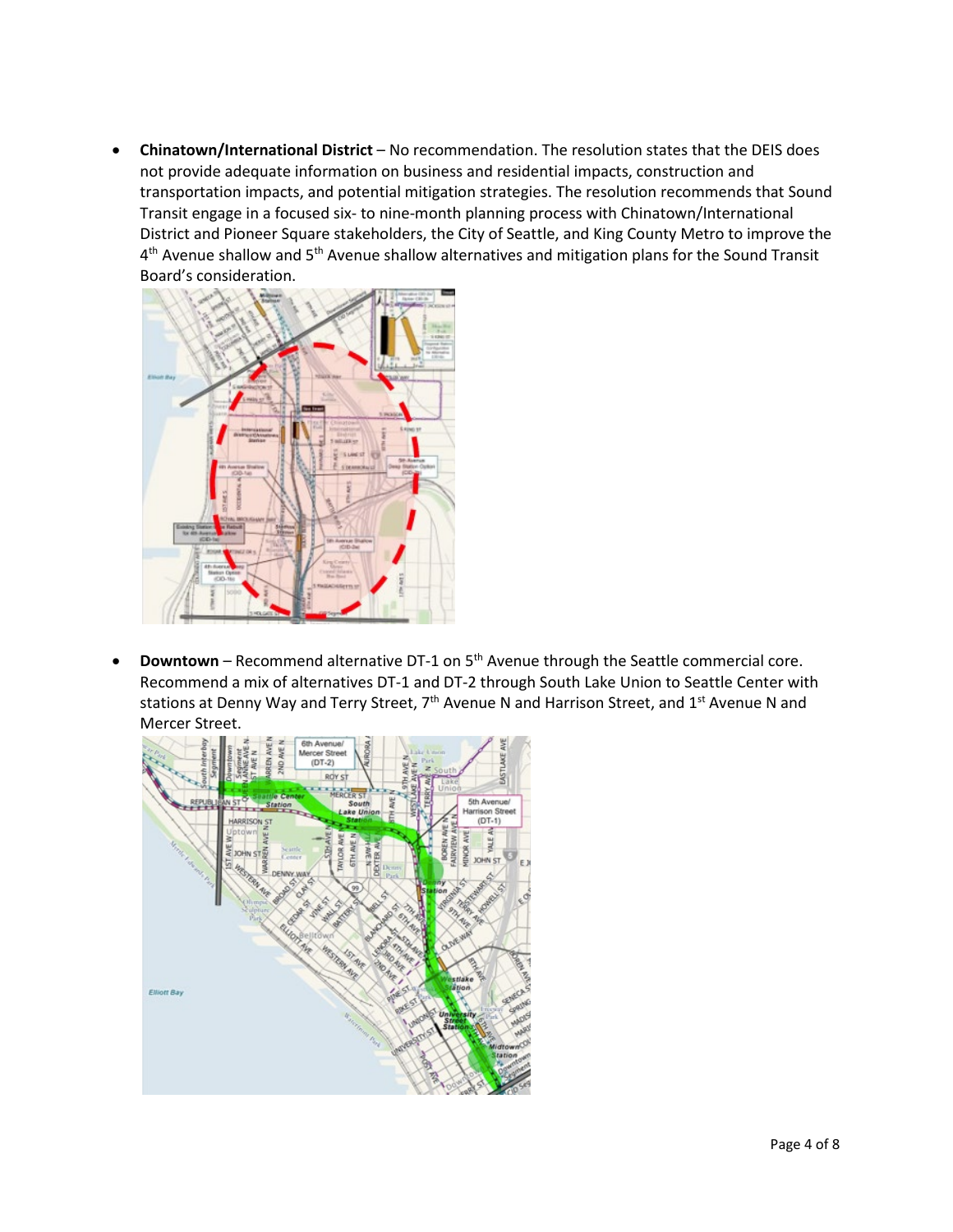- **Chinatown/International District** – No recommendation. The resolution states that the DEIS does not provide adequate information on business and residential impacts, construction and transportation impacts, and potential mitigation strategies. The resolution recommends that Sound Transit engage in a focused six- to nine-month planning process with Chinatown/International District and Pioneer Square stakeholders, the City of Seattle, and King County Metro to improve the 4th Avenue shallow and 5th Avenue shallow alternatives and mitigation plans for the Sound Transit Board's consideration.

- **Downtown** – Recommend alternative DT-1 on 5th Avenue through the Seattle commercial core. Recommend a mix of alternatives DT-1 and DT-2 through South Lake Union to Seattle Center with stations at Denny Way and Terry Street, 7th Avenue N and Harrison Street, and 1st Avenue N and Mercer Street.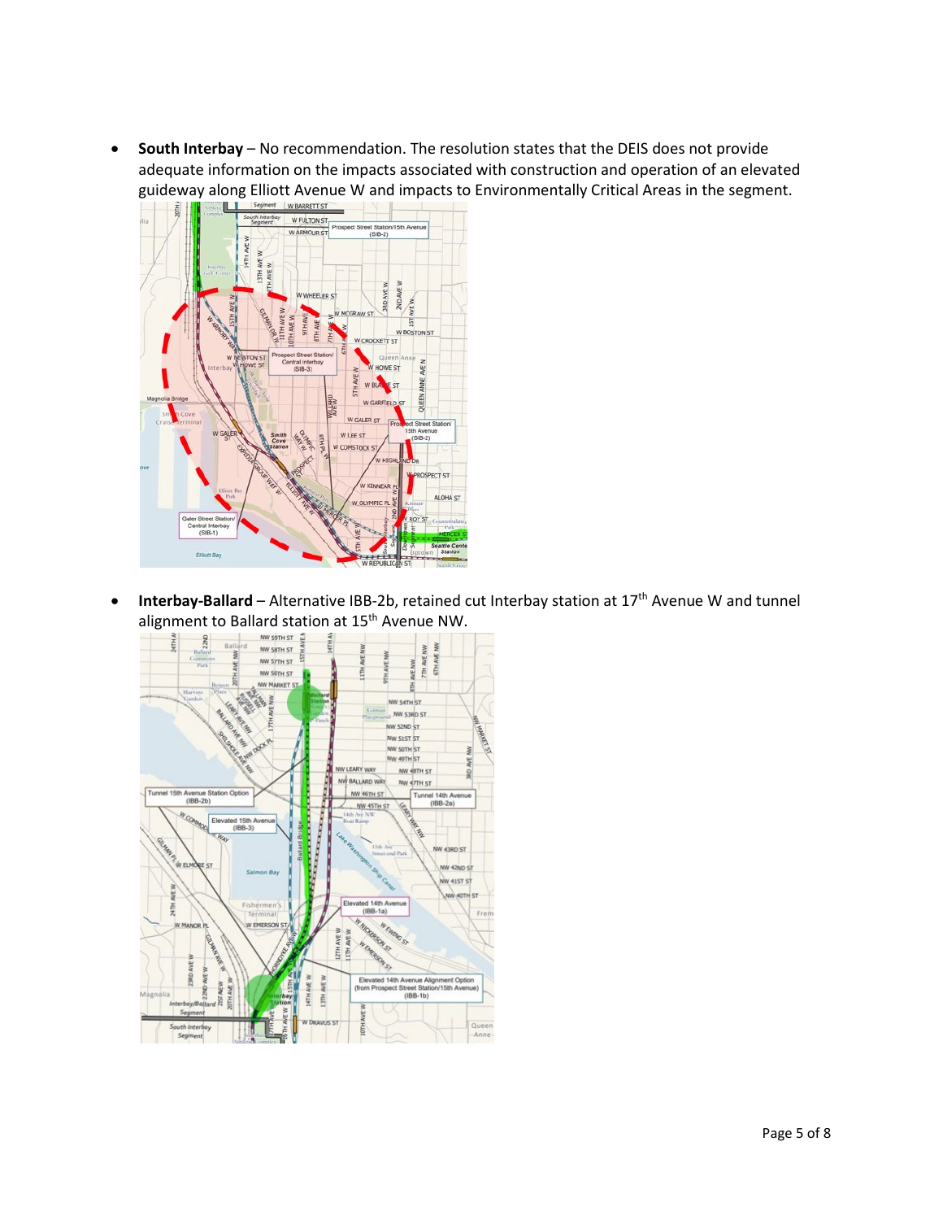- **South Interbay** – No recommendation. The resolution states that the DEIS does not provide adequate information on the impacts associated with construction and operation of an elevated guideway along Elliott Avenue W and impacts to Environmentally Critical Areas in the segment.

- **Interbay-Ballard** – Alternative IBB-2b, retained cut Interbay station at 17th Avenue W and tunnel alignment to Ballard station at 15th Avenue NW.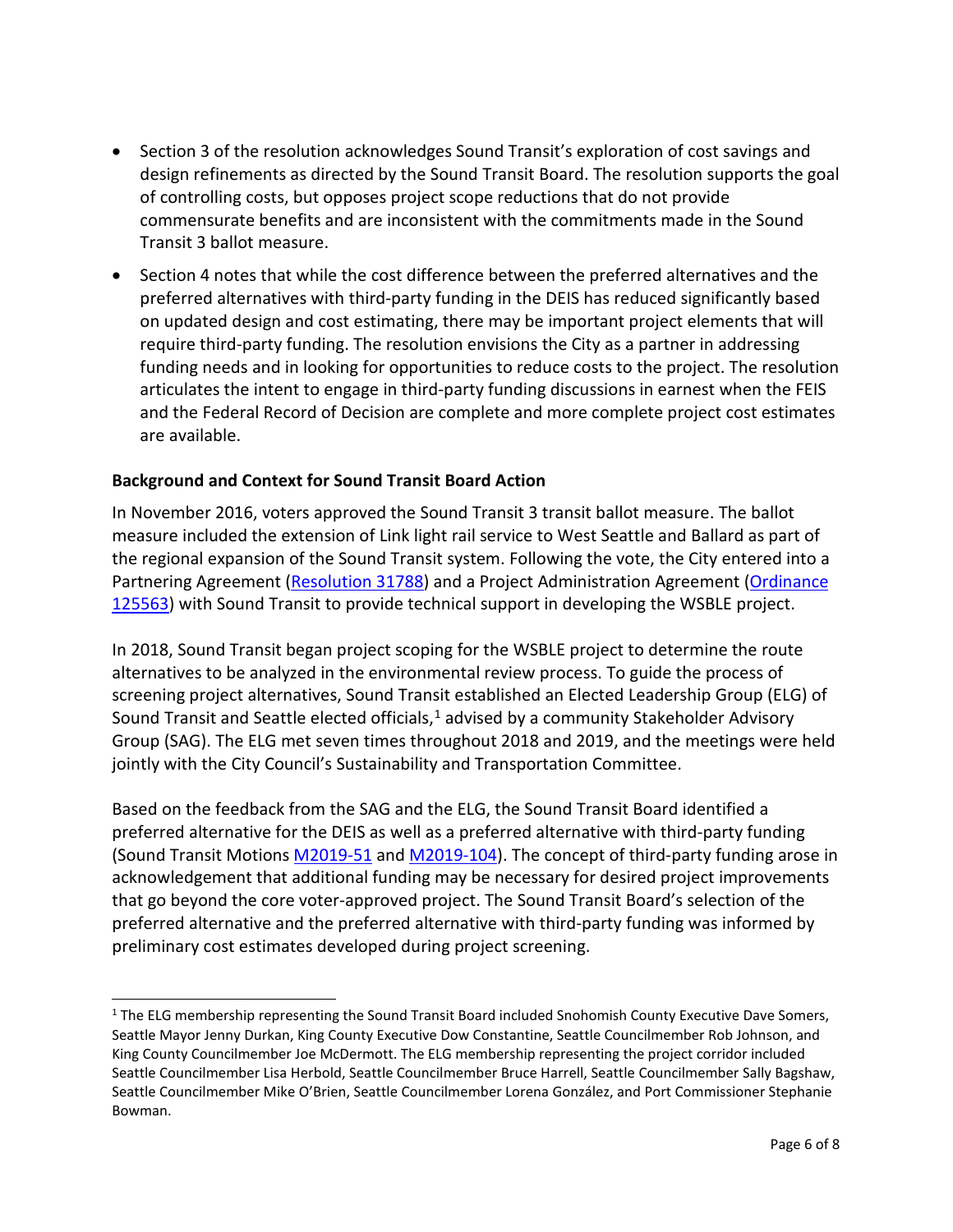- Section 3 of the resolution acknowledges Sound Transit's exploration of cost savings and design refinements as directed by the Sound Transit Board. The resolution supports the goal of controlling costs, but opposes project scope reductions that do not provide commensurate benefits and are inconsistent with the commitments made in the Sound Transit 3 ballot measure.
- Section 4 notes that while the cost difference between the preferred alternatives and the preferred alternatives with third-party funding in the DEIS has reduced significantly based on updated design and cost estimating, there may be important project elements that will require third-party funding. The resolution envisions the City as a partner in addressing funding needs and in looking for opportunities to reduce costs to the project. The resolution articulates the intent to engage in third-party funding discussions in earnest when the FEIS and the Federal Record of Decision are complete and more complete project cost estimates are available.

**Background and Context for Sound Transit Board Action**

In November 2016, voters approved the Sound Transit 3 transit ballot measure. The ballot measure included the extension of Link light rail service to West Seattle and Ballard as part of the regional expansion of the Sound Transit system. Following the vote, the City entered into a Partnering Agreement (Resolution 31788) and a Project Administration Agreement (Ordinance 125563) with Sound Transit to provide technical support in developing the WSBLE project.

In 2018, Sound Transit began project scoping for the WSBLE project to determine the route alternatives to be analyzed in the environmental review process. To guide the process of screening project alternatives, Sound Transit established an Elected Leadership Group (ELG) of Sound Transit and Seattle elected officials,[1] advised by a community Stakeholder Advisory Group (SAG). The ELG met seven times throughout 2018 and 2019, and the meetings were held jointly with the City Council's Sustainability and Transportation Committee.

Based on the feedback from the SAG and the ELG, the Sound Transit Board identified a preferred alternative for the DEIS as well as a preferred alternative with third-party funding (Sound Transit Motions M2019-51 and M2019-104). The concept of third-party funding arose in acknowledgement that additional funding may be necessary for desired project improvements that go beyond the core voter-approved project. The Sound Transit Board's selection of the preferred alternative and the preferred alternative with third-party funding was informed by preliminary cost estimates developed during project screening.

[1] The ELG membership representing the Sound Transit Board included Snohomish County Executive Dave Somers, Seattle Mayor Jenny Durkan, King County Executive Dow Constantine, Seattle Councilmember Rob Johnson, and King County Councilmember Joe McDermott. The ELG membership representing the project corridor included Seattle Councilmember Lisa Herbold, Seattle Councilmember Bruce Harrell, Seattle Councilmember Sally Bagshaw, Seattle Councilmember Mike O'Brien, Seattle Councilmember Lorena González, and Port Commissioner Stephanie Bowman.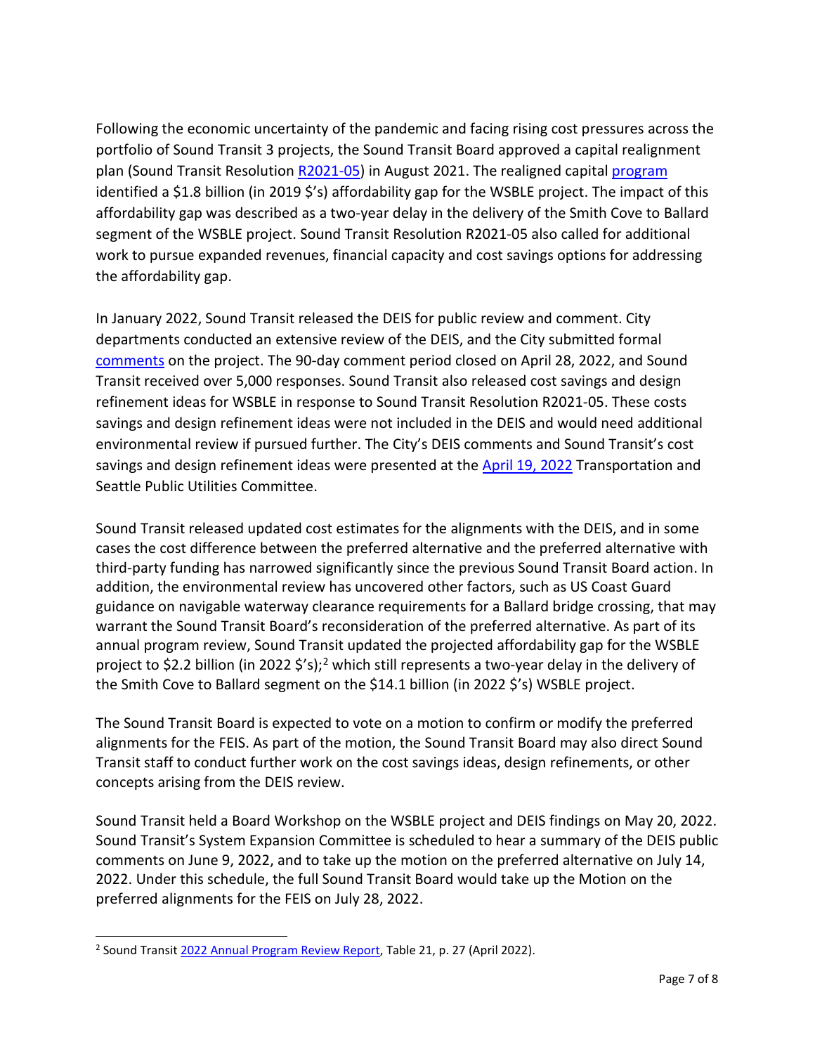Following the economic uncertainty of the pandemic and facing rising cost pressures across the portfolio of Sound Transit 3 projects, the Sound Transit Board approved a capital realignment plan (Sound Transit Resolution R2021-05) in August 2021. The realigned capital program identified a $1.8 billion (in 2019 $'s) affordability gap for the WSBLE project. The impact of this affordability gap was described as a two-year delay in the delivery of the Smith Cove to Ballard segment of the WSBLE project. Sound Transit Resolution R2021-05 also called for additional work to pursue expanded revenues, financial capacity and cost savings options for addressing the affordability gap.

In January 2022, Sound Transit released the DEIS for public review and comment. City departments conducted an extensive review of the DEIS, and the City submitted formal comments on the project. The 90-day comment period closed on April 28, 2022, and Sound Transit received over 5,000 responses. Sound Transit also released cost savings and design refinement ideas for WSBLE in response to Sound Transit Resolution R2021-05. These costs savings and design refinement ideas were not included in the DEIS and would need additional environmental review if pursued further. The City's DEIS comments and Sound Transit's cost savings and design refinement ideas were presented at the April 19, 2022 Transportation and Seattle Public Utilities Committee.

Sound Transit released updated cost estimates for the alignments with the DEIS, and in some cases the cost difference between the preferred alternative and the preferred alternative with third-party funding has narrowed significantly since the previous Sound Transit Board action. In addition, the environmental review has uncovered other factors, such as US Coast Guard guidance on navigable waterway clearance requirements for a Ballard bridge crossing, that may warrant the Sound Transit Board's reconsideration of the preferred alternative. As part of its annual program review, Sound Transit updated the projected affordability gap for the WSBLE project to $2.2 billion (in 2022 $'s);[2] which still represents a two-year delay in the delivery of the Smith Cove to Ballard segment on the $14.1 billion (in 2022 $'s) WSBLE project.

The Sound Transit Board is expected to vote on a motion to confirm or modify the preferred alignments for the FEIS. As part of the motion, the Sound Transit Board may also direct Sound Transit staff to conduct further work on the cost savings ideas, design refinements, or other concepts arising from the DEIS review.

Sound Transit held a Board Workshop on the WSBLE project and DEIS findings on May 20, 2022. Sound Transit's System Expansion Committee is scheduled to hear a summary of the DEIS public comments on June 9, 2022, and to take up the motion on the preferred alternative on July 14, 2022. Under this schedule, the full Sound Transit Board would take up the Motion on the preferred alignments for the FEIS on July 28, 2022.

---

[2] Sound Transit 2022 Annual Program Review Report, Table 21, p. 27 (April 2022).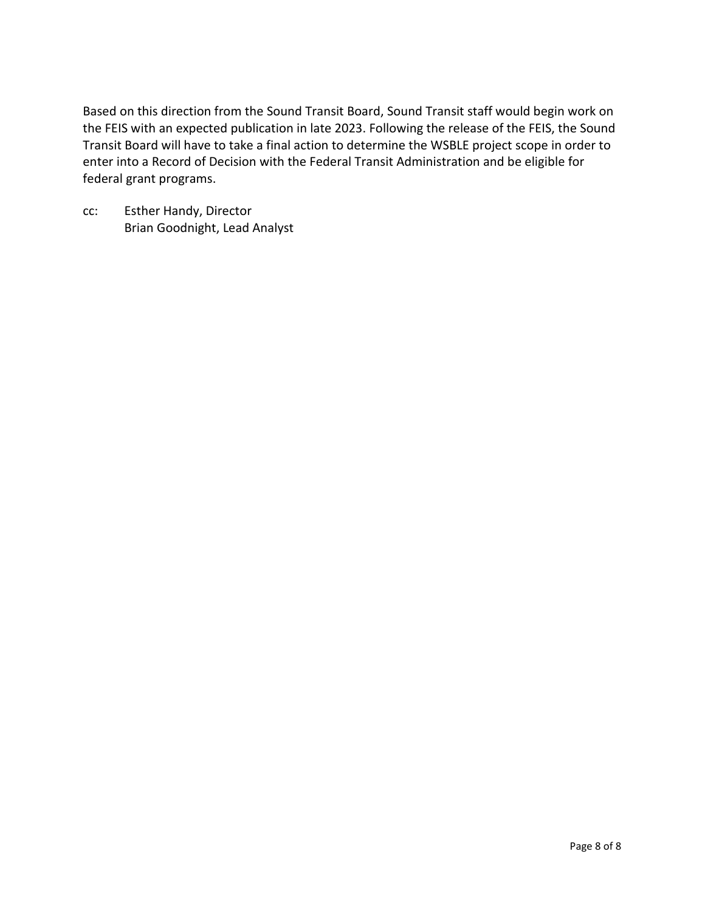Based on this direction from the Sound Transit Board, Sound Transit staff would begin work on the FEIS with an expected publication in late 2023. Following the release of the FEIS, the Sound Transit Board will have to take a final action to determine the WSBLE project scope in order to enter into a Record of Decision with the Federal Transit Administration and be eligible for federal grant programs.

cc: Esther Handy, Director
Brian Goodnight, Lead Analyst